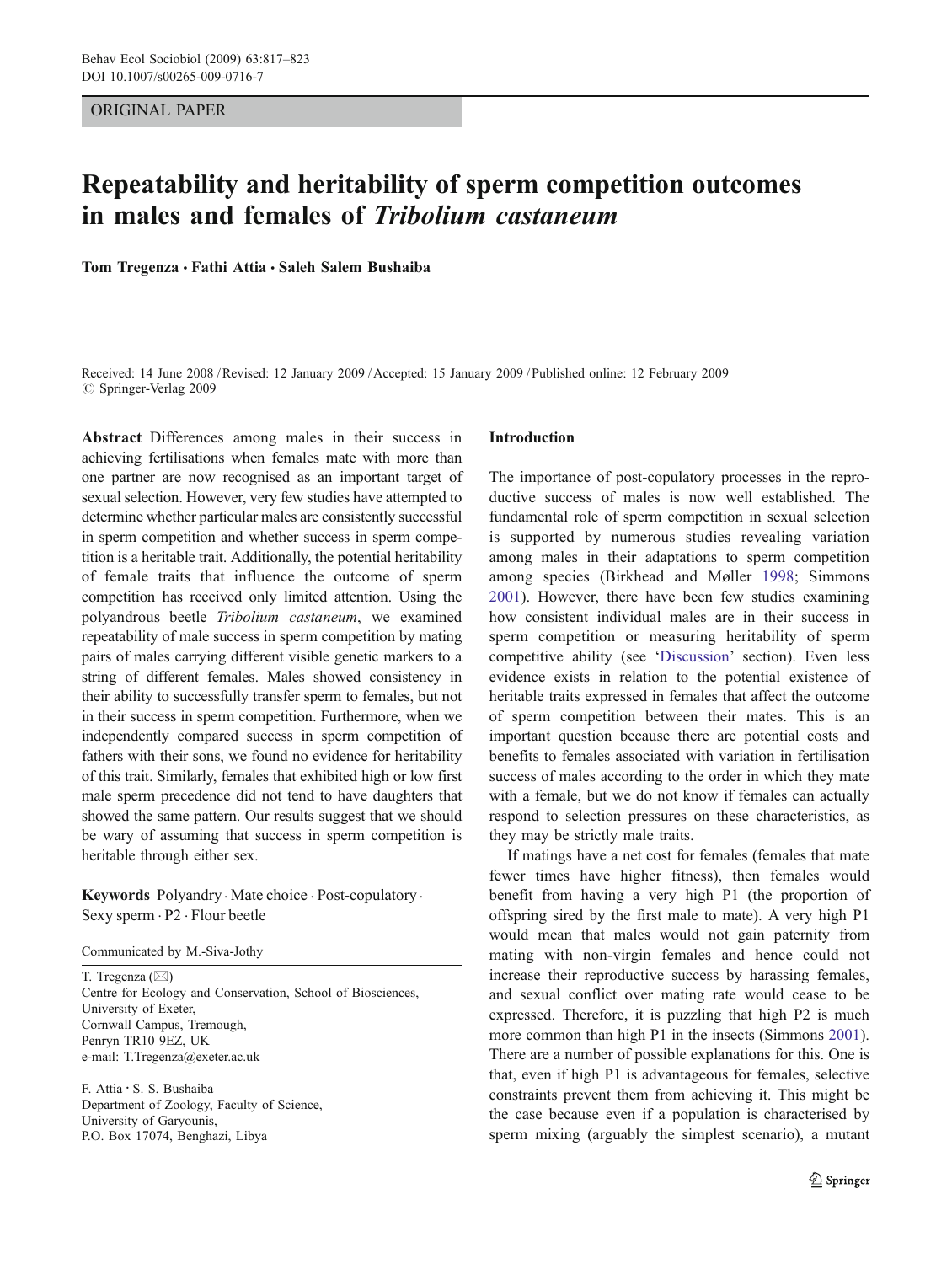ORIGINAL PAPER

# Repeatability and heritability of sperm competition outcomes in males and females of *Tribolium castaneum*

**Tom Tregenza · Fathi Attia · Saleh Salem Bushaiba**

Received: 14 June 2008 / Revised: 12 January 2009 / Accepted: 15 January 2009 / Published online: 12 February 2009
© Springer-Verlag 2009

**Abstract** Differences among males in their success in achieving fertilisations when females mate with more than one partner are now recognised as an important target of sexual selection. However, very few studies have attempted to determine whether particular males are consistently successful in sperm competition and whether success in sperm competition is a heritable trait. Additionally, the potential heritability of female traits that influence the outcome of sperm competition has received only limited attention. Using the polyandrous beetle *Tribolium castaneum*, we examined repeatability of male success in sperm competition by mating pairs of males carrying different visible genetic markers to a string of different females. Males showed consistency in their ability to successfully transfer sperm to females, but not in their success in sperm competition. Furthermore, when we independently compared success in sperm competition of fathers with their sons, we found no evidence for heritability of this trait. Similarly, females that exhibited high or low first male sperm precedence did not tend to have daughters that showed the same pattern. Our results suggest that we should be wary of assuming that success in sperm competition is heritable through either sex.

**Keywords** Polyandry · Mate choice · Post-copulatory · Sexy sperm · P2 · Flour beetle

Communicated by M.-Siva-Jothy

T. Tregenza (✉)
Centre for Ecology and Conservation, School of Biosciences, University of Exeter, Cornwall Campus, Tremough, Penryn TR10 9EZ, UK
e-mail: T.Tregenza@exeter.ac.uk

F. Attia · S. S. Bushaiba
Department of Zoology, Faculty of Science, University of Garyounis, P.O. Box 17074, Benghazi, Libya

## Introduction

The importance of post-copulatory processes in the reproductive success of males is now well established. The fundamental role of sperm competition in sexual selection is supported by numerous studies revealing variation among males in their adaptations to sperm competition among species (Birkhead and Møller 1998; Simmons 2001). However, there have been few studies examining how consistent individual males are in their success in sperm competition or measuring heritability of sperm competitive ability (see 'Discussion' section). Even less evidence exists in relation to the potential existence of heritable traits expressed in females that affect the outcome of sperm competition between their mates. This is an important question because there are potential costs and benefits to females associated with variation in fertilisation success of males according to the order in which they mate with a female, but we do not know if females can actually respond to selection pressures on these characteristics, as they may be strictly male traits.

If matings have a net cost for females (females that mate fewer times have higher fitness), then females would benefit from having a very high P1 (the proportion of offspring sired by the first male to mate). A very high P1 would mean that males would not gain paternity from mating with non-virgin females and hence could not increase their reproductive success by harassing females, and sexual conflict over mating rate would cease to be expressed. Therefore, it is puzzling that high P2 is much more common than high P1 in the insects (Simmons 2001). There are a number of possible explanations for this. One is that, even if high P1 is advantageous for females, selective constraints prevent them from achieving it. This might be the case because even if a population is characterised by sperm mixing (arguably the simplest scenario), a mutant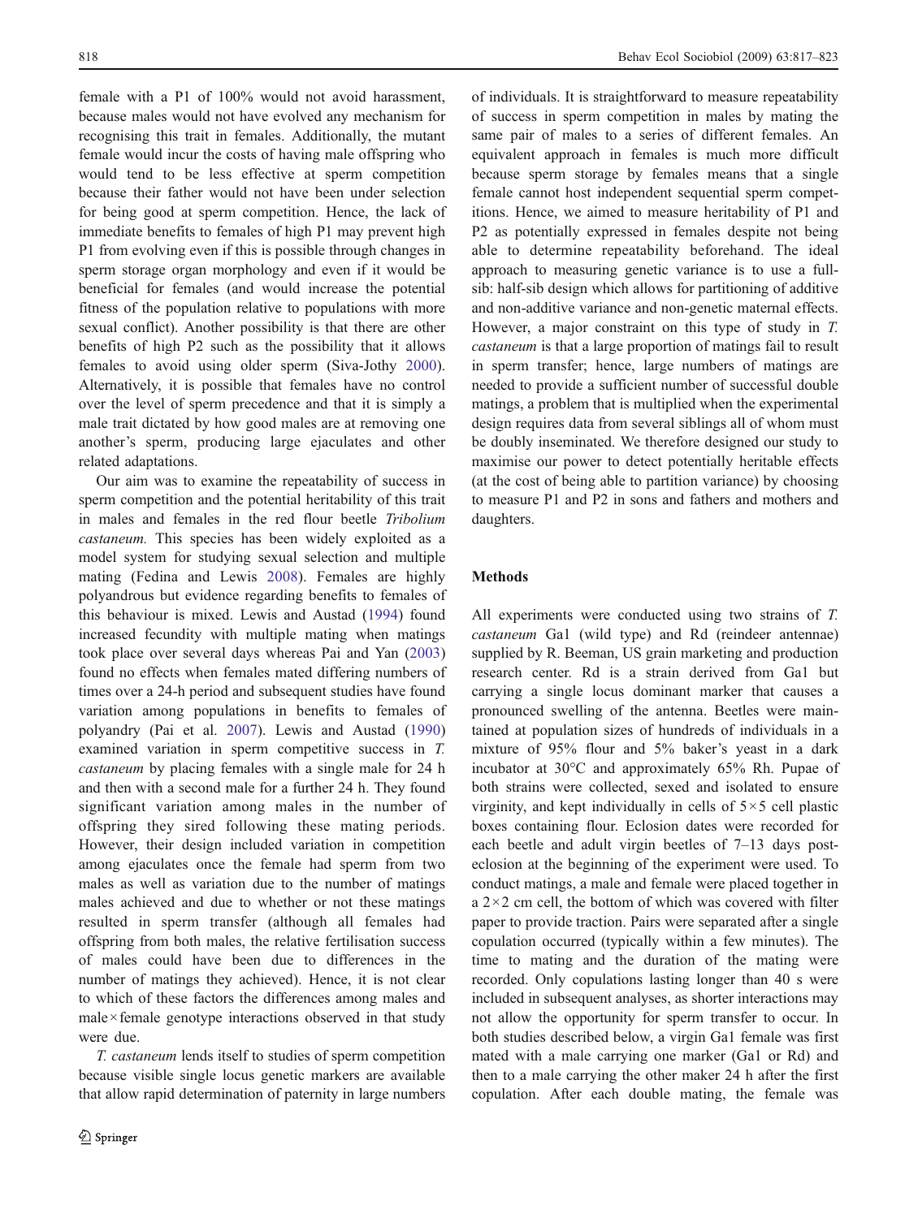female with a P1 of 100% would not avoid harassment, because males would not have evolved any mechanism for recognising this trait in females. Additionally, the mutant female would incur the costs of having male offspring who would tend to be less effective at sperm competition because their father would not have been under selection for being good at sperm competition. Hence, the lack of immediate benefits to females of high P1 may prevent high P1 from evolving even if this is possible through changes in sperm storage organ morphology and even if it would be beneficial for females (and would increase the potential fitness of the population relative to populations with more sexual conflict). Another possibility is that there are other benefits of high P2 such as the possibility that it allows females to avoid using older sperm (Siva-Jothy 2000). Alternatively, it is possible that females have no control over the level of sperm precedence and that it is simply a male trait dictated by how good males are at removing one another's sperm, producing large ejaculates and other related adaptations.

Our aim was to examine the repeatability of success in sperm competition and the potential heritability of this trait in males and females in the red flour beetle *Tribolium castaneum.* This species has been widely exploited as a model system for studying sexual selection and multiple mating (Fedina and Lewis 2008). Females are highly polyandrous but evidence regarding benefits to females of this behaviour is mixed. Lewis and Austad (1994) found increased fecundity with multiple mating when matings took place over several days whereas Pai and Yan (2003) found no effects when females mated differing numbers of times over a 24-h period and subsequent studies have found variation among populations in benefits to females of polyandry (Pai et al. 2007). Lewis and Austad (1990) examined variation in sperm competitive success in *T. castaneum* by placing females with a single male for 24 h and then with a second male for a further 24 h. They found significant variation among males in the number of offspring they sired following these mating periods. However, their design included variation in competition among ejaculates once the female had sperm from two males as well as variation due to the number of matings males achieved and due to whether or not these matings resulted in sperm transfer (although all females had offspring from both males, the relative fertilisation success of males could have been due to differences in the number of matings they achieved). Hence, it is not clear to which of these factors the differences among males and male×female genotype interactions observed in that study were due.

*T. castaneum* lends itself to studies of sperm competition because visible single locus genetic markers are available that allow rapid determination of paternity in large numbers of individuals. It is straightforward to measure repeatability of success in sperm competition in males by mating the same pair of males to a series of different females. An equivalent approach in females is much more difficult because sperm storage by females means that a single female cannot host independent sequential sperm competitions. Hence, we aimed to measure heritability of P1 and P2 as potentially expressed in females despite not being able to determine repeatability beforehand. The ideal approach to measuring genetic variance is to use a full-sib: half-sib design which allows for partitioning of additive and non-additive variance and non-genetic maternal effects. However, a major constraint on this type of study in *T. castaneum* is that a large proportion of matings fail to result in sperm transfer; hence, large numbers of matings are needed to provide a sufficient number of successful double matings, a problem that is multiplied when the experimental design requires data from several siblings all of whom must be doubly inseminated. We therefore designed our study to maximise our power to detect potentially heritable effects (at the cost of being able to partition variance) by choosing to measure P1 and P2 in sons and fathers and mothers and daughters.

## Methods

All experiments were conducted using two strains of *T. castaneum* Ga1 (wild type) and Rd (reindeer antennae) supplied by R. Beeman, US grain marketing and production research center. Rd is a strain derived from Ga1 but carrying a single locus dominant marker that causes a pronounced swelling of the antenna. Beetles were maintained at population sizes of hundreds of individuals in a mixture of 95% flour and 5% baker's yeast in a dark incubator at 30°C and approximately 65% Rh. Pupae of both strains were collected, sexed and isolated to ensure virginity, and kept individually in cells of 5×5 cell plastic boxes containing flour. Eclosion dates were recorded for each beetle and adult virgin beetles of 7–13 days post-eclosion at the beginning of the experiment were used. To conduct matings, a male and female were placed together in a 2×2 cm cell, the bottom of which was covered with filter paper to provide traction. Pairs were separated after a single copulation occurred (typically within a few minutes). The time to mating and the duration of the mating were recorded. Only copulations lasting longer than 40 s were included in subsequent analyses, as shorter interactions may not allow the opportunity for sperm transfer to occur. In both studies described below, a virgin Ga1 female was first mated with a male carrying one marker (Ga1 or Rd) and then to a male carrying the other maker 24 h after the first copulation. After each double mating, the female was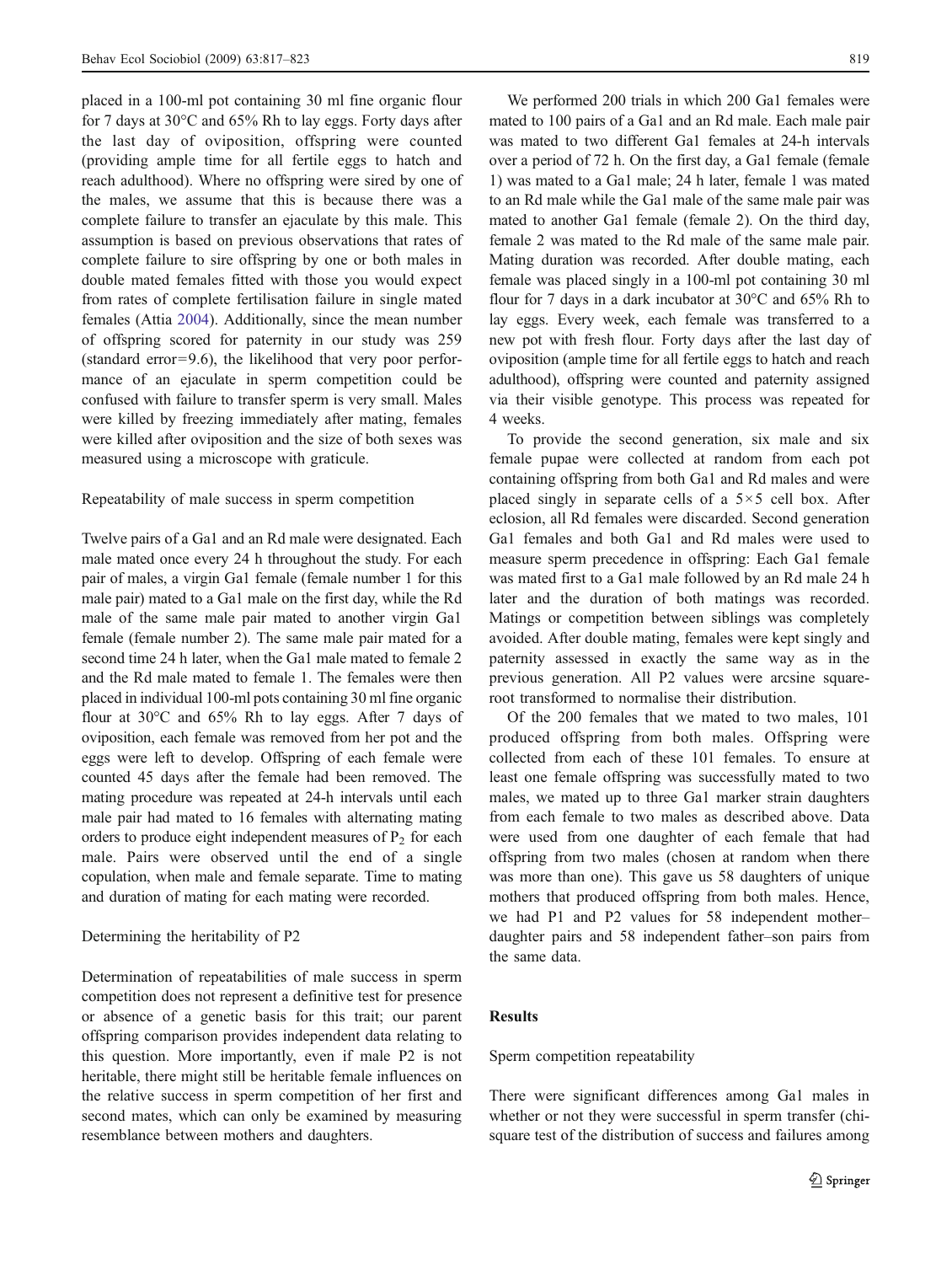placed in a 100-ml pot containing 30 ml fine organic flour for 7 days at 30°C and 65% Rh to lay eggs. Forty days after the last day of oviposition, offspring were counted (providing ample time for all fertile eggs to hatch and reach adulthood). Where no offspring were sired by one of the males, we assume that this is because there was a complete failure to transfer an ejaculate by this male. This assumption is based on previous observations that rates of complete failure to sire offspring by one or both males in double mated females fitted with those you would expect from rates of complete fertilisation failure in single mated females (Attia 2004). Additionally, since the mean number of offspring scored for paternity in our study was 259 (standard error=9.6), the likelihood that very poor performance of an ejaculate in sperm competition could be confused with failure to transfer sperm is very small. Males were killed by freezing immediately after mating, females were killed after oviposition and the size of both sexes was measured using a microscope with graticule.

### Repeatability of male success in sperm competition

Twelve pairs of a Ga1 and an Rd male were designated. Each male mated once every 24 h throughout the study. For each pair of males, a virgin Ga1 female (female number 1 for this male pair) mated to a Ga1 male on the first day, while the Rd male of the same male pair mated to another virgin Ga1 female (female number 2). The same male pair mated for a second time 24 h later, when the Ga1 male mated to female 2 and the Rd male mated to female 1. The females were then placed in individual 100-ml pots containing 30 ml fine organic flour at 30°C and 65% Rh to lay eggs. After 7 days of oviposition, each female was removed from her pot and the eggs were left to develop. Offspring of each female were counted 45 days after the female had been removed. The mating procedure was repeated at 24-h intervals until each male pair had mated to 16 females with alternating mating orders to produce eight independent measures of $P_2$ for each male. Pairs were observed until the end of a single copulation, when male and female separate. Time to mating and duration of mating for each mating were recorded.

### Determining the heritability of P2

Determination of repeatabilities of male success in sperm competition does not represent a definitive test for presence or absence of a genetic basis for this trait; our parent offspring comparison provides independent data relating to this question. More importantly, even if male P2 is not heritable, there might still be heritable female influences on the relative success in sperm competition of her first and second mates, which can only be examined by measuring resemblance between mothers and daughters.

We performed 200 trials in which 200 Ga1 females were mated to 100 pairs of a Ga1 and an Rd male. Each male pair was mated to two different Ga1 females at 24-h intervals over a period of 72 h. On the first day, a Ga1 female (female 1) was mated to a Ga1 male; 24 h later, female 1 was mated to an Rd male while the Ga1 male of the same male pair was mated to another Ga1 female (female 2). On the third day, female 2 was mated to the Rd male of the same male pair. Mating duration was recorded. After double mating, each female was placed singly in a 100-ml pot containing 30 ml flour for 7 days in a dark incubator at 30°C and 65% Rh to lay eggs. Every week, each female was transferred to a new pot with fresh flour. Forty days after the last day of oviposition (ample time for all fertile eggs to hatch and reach adulthood), offspring were counted and paternity assigned via their visible genotype. This process was repeated for 4 weeks.

To provide the second generation, six male and six female pupae were collected at random from each pot containing offspring from both Ga1 and Rd males and were placed singly in separate cells of a 5×5 cell box. After eclosion, all Rd females were discarded. Second generation Ga1 females and both Ga1 and Rd males were used to measure sperm precedence in offspring: Each Ga1 female was mated first to a Ga1 male followed by an Rd male 24 h later and the duration of both matings was recorded. Matings or competition between siblings was completely avoided. After double mating, females were kept singly and paternity assessed in exactly the same way as in the previous generation. All P2 values were arcsine square-root transformed to normalise their distribution.

Of the 200 females that we mated to two males, 101 produced offspring from both males. Offspring were collected from each of these 101 females. To ensure at least one female offspring was successfully mated to two males, we mated up to three Ga1 marker strain daughters from each female to two males as described above. Data were used from one daughter of each female that had offspring from two males (chosen at random when there was more than one). This gave us 58 daughters of unique mothers that produced offspring from both males. Hence, we had P1 and P2 values for 58 independent mother–daughter pairs and 58 independent father–son pairs from the same data.

## Results

### Sperm competition repeatability

There were significant differences among Ga1 males in whether or not they were successful in sperm transfer (chi-square test of the distribution of success and failures among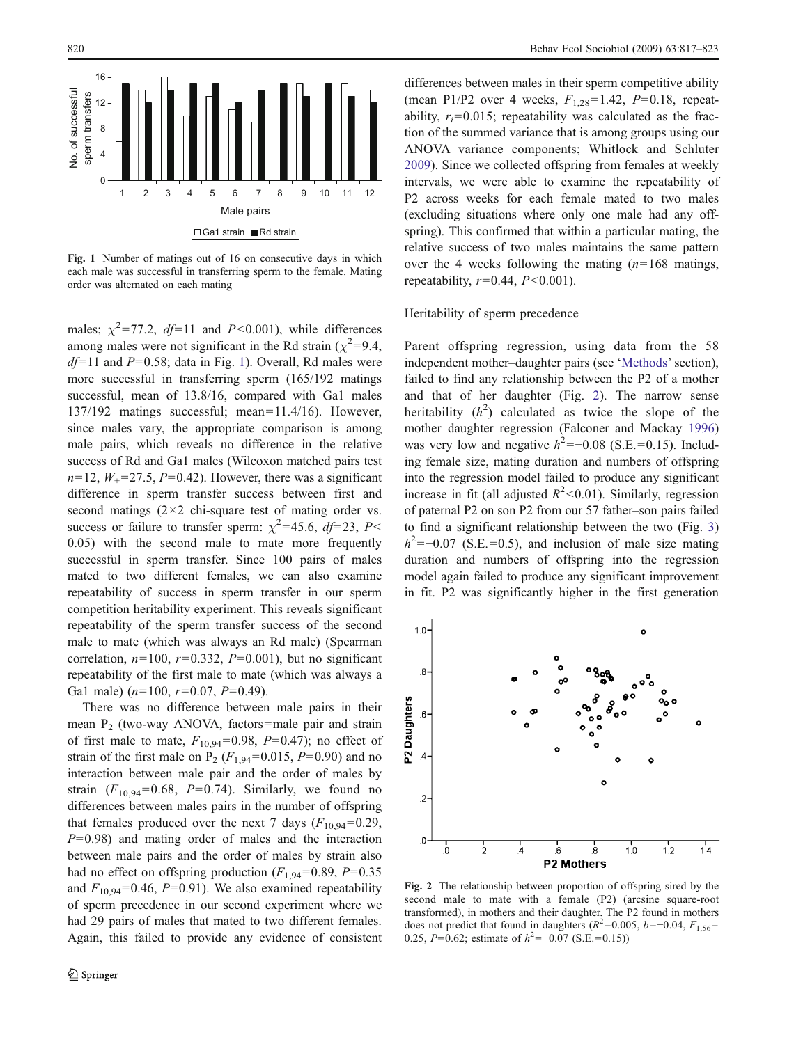**Fig. 1** Number of matings out of 16 on consecutive days in which each male was successful in transferring sperm to the female. Mating order was alternated on each mating

males; $\chi^2=77.2$, $df=11$ and $P<0.001$), while differences among males were not significant in the Rd strain ($\chi^2=9.4$, $df=11$ and $P=0.58$; data in Fig. 1). Overall, Rd males were more successful in transferring sperm (165/192 matings successful, mean of 13.8/16, compared with Ga1 males 137/192 matings successful; mean=11.4/16). However, since males vary, the appropriate comparison is among male pairs, which reveals no difference in the relative success of Rd and Ga1 males (Wilcoxon matched pairs test $n=12$, $W_+=27.5$, $P=0.42$). However, there was a significant difference in sperm transfer success between first and second matings (2×2 chi-square test of mating order vs. success or failure to transfer sperm: $\chi^2=45.6$, $df=23$, $P<0.05$) with the second male to mate more frequently successful in sperm transfer. Since 100 pairs of males mated to two different females, we can also examine repeatability of success in sperm transfer in our sperm competition heritability experiment. This reveals significant repeatability of the sperm transfer success of the second male to mate (which was always an Rd male) (Spearman correlation, $n=100$, $r=0.332$, $P=0.001$), but no significant repeatability of the first male to mate (which was always a Ga1 male) ($n=100$, $r=0.07$, $P=0.49$).

There was no difference between male pairs in their mean $P_2$ (two-way ANOVA, factors=male pair and strain of first male to mate, $F_{10,94}=0.98$, $P=0.47$); no effect of strain of the first male on $P_2$ ($F_{1,94}=0.015$, $P=0.90$) and no interaction between male pair and the order of males by strain ($F_{10,94}=0.68$, $P=0.74$). Similarly, we found no differences between males pairs in the number of offspring that females produced over the next 7 days ($F_{10,94}=0.29$, $P=0.98$) and mating order of males and the interaction between male pairs and the order of males by strain also had no effect on offspring production ($F_{1,94}=0.89$, $P=0.35$ and $F_{10,94}=0.46$, $P=0.91$). We also examined repeatability of sperm precedence in our second experiment where we had 29 pairs of males that mated to two different females. Again, this failed to provide any evidence of consistent differences between males in their sperm competitive ability (mean P1/P2 over 4 weeks, $F_{1,28}=1.42$, $P=0.18$, repeatability, $r_i=0.015$; repeatability was calculated as the fraction of the summed variance that is among groups using our ANOVA variance components; Whitlock and Schluter 2009). Since we collected offspring from females at weekly intervals, we were able to examine the repeatability of P2 across weeks for each female mated to two males (excluding situations where only one male had any offspring). This confirmed that within a particular mating, the relative success of two males maintains the same pattern over the 4 weeks following the mating ($n=168$ matings, repeatability, $r=0.44$, $P<0.001$).

### Heritability of sperm precedence

Parent offspring regression, using data from the 58 independent mother–daughter pairs (see 'Methods' section), failed to find any relationship between the P2 of a mother and that of her daughter (Fig. 2). The narrow sense heritability ($h^2$) calculated as twice the slope of the mother–daughter regression (Falconer and Mackay 1996) was very low and negative $h^2=-0.08$ (S.E.=0.15). Including female size, mating duration and numbers of offspring into the regression model failed to produce any significant increase in fit (all adjusted $R^2<0.01$). Similarly, regression of paternal P2 on son P2 from our 57 father–son pairs failed to find a significant relationship between the two (Fig. 3) $h^2=-0.07$ (S.E.=0.5), and inclusion of male size mating duration and numbers of offspring into the regression model again failed to produce any significant improvement in fit. P2 was significantly higher in the first generation

**Fig. 2** The relationship between proportion of offspring sired by the second male to mate with a female (P2) (arcsine square-root transformed), in mothers and their daughter. The P2 found in mothers does not predict that found in daughters ($R^2=0.005$, $b=-0.04$, $F_{1,56}=0.25$, $P=0.62$; estimate of $h^2=-0.07$ (S.E.=0.15))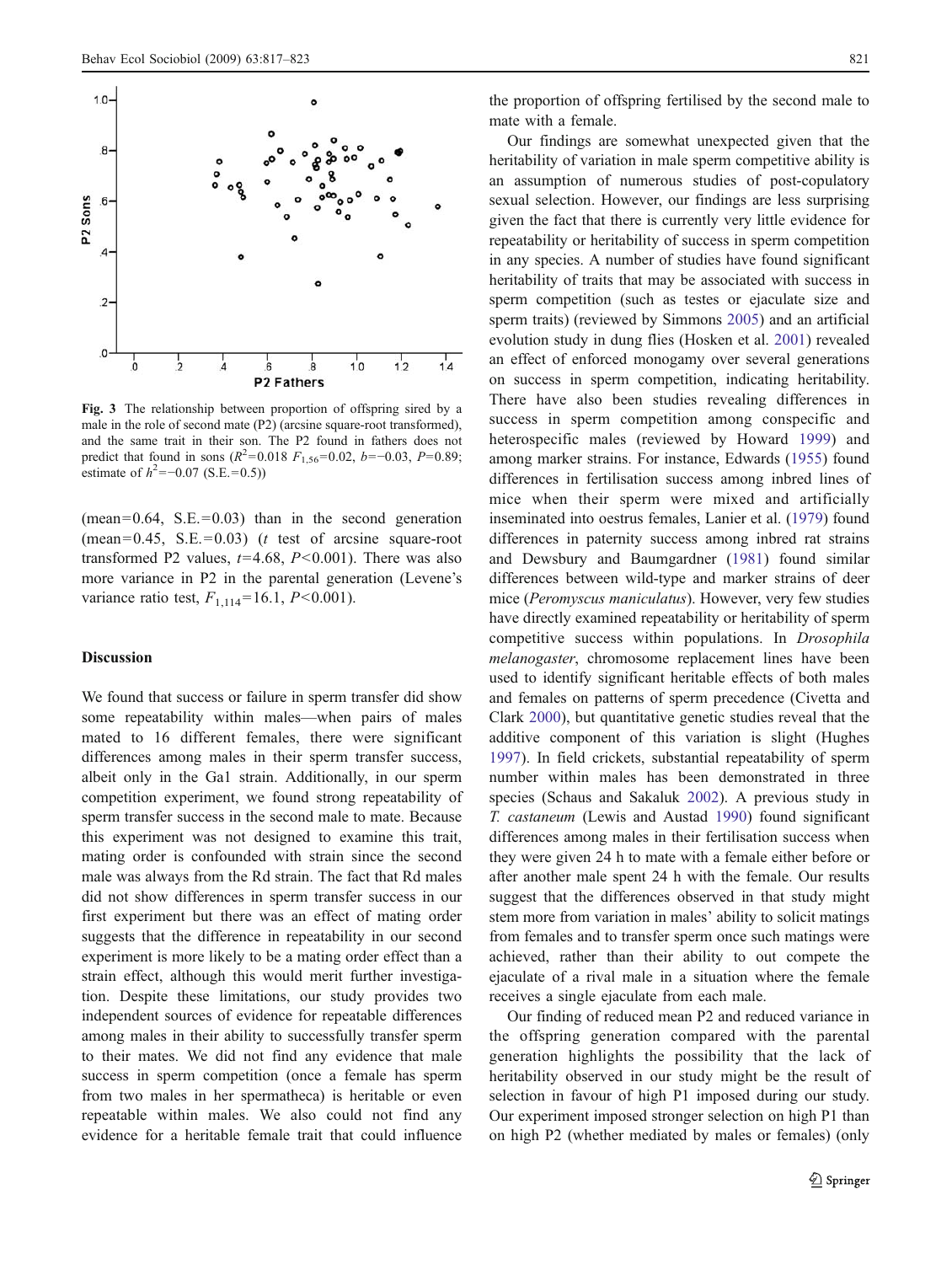1.0

.8

.6

.4

.2

.0

P2 Sons

0 .2 .4 .6 .8 1.0 1.2 1.4

P2 Fathers

**Fig. 3** The relationship between proportion of offspring sired by a male in the role of second mate (P2) (arcsine square-root transformed), and the same trait in their son. The P2 found in fathers does not predict that found in sons ($R^2$=0.018 $F_{1,56}$=0.02, $b$=−0.03, $P$=0.89; estimate of $h^2$=−0.07 (S.E.=0.5))

(mean=0.64, S.E.=0.03) than in the second generation (mean=0.45, S.E.=0.03) ($t$ test of arcsine square-root transformed P2 values, $t$=4.68, $P$<0.001). There was also more variance in P2 in the parental generation (Levene's variance ratio test, $F_{1,114}$=16.1, $P$<0.001).

## Discussion

We found that success or failure in sperm transfer did show some repeatability within males—when pairs of males mated to 16 different females, there were significant differences among males in their sperm transfer success, albeit only in the Ga1 strain. Additionally, in our sperm competition experiment, we found strong repeatability of sperm transfer success in the second male to mate. Because this experiment was not designed to examine this trait, mating order is confounded with strain since the second male was always from the Rd strain. The fact that Rd males did not show differences in sperm transfer success in our first experiment but there was an effect of mating order suggests that the difference in repeatability in our second experiment is more likely to be a mating order effect than a strain effect, although this would merit further investigation. Despite these limitations, our study provides two independent sources of evidence for repeatable differences among males in their ability to successfully transfer sperm to their mates. We did not find any evidence that male success in sperm competition (once a female has sperm from two males in her spermatheca) is heritable or even repeatable within males. We also could not find any evidence for a heritable female trait that could influence the proportion of offspring fertilised by the second male to mate with a female.

Our findings are somewhat unexpected given that the heritability of variation in male sperm competitive ability is an assumption of numerous studies of post-copulatory sexual selection. However, our findings are less surprising given the fact that there is currently very little evidence for repeatability or heritability of success in sperm competition in any species. A number of studies have found significant heritability of traits that may be associated with success in sperm competition (such as testes or ejaculate size and sperm traits) (reviewed by Simmons 2005) and an artificial evolution study in dung flies (Hosken et al. 2001) revealed an effect of enforced monogamy over several generations on success in sperm competition, indicating heritability. There have also been studies revealing differences in success in sperm competition among conspecific and heterospecific males (reviewed by Howard 1999) and among marker strains. For instance, Edwards (1955) found differences in fertilisation success among inbred lines of mice when their sperm were mixed and artificially inseminated into oestrus females, Lanier et al. (1979) found differences in paternity success among inbred rat strains and Dewsbury and Baumgardner (1981) found similar differences between wild-type and marker strains of deer mice (*Peromyscus maniculatus*). However, very few studies have directly examined repeatability or heritability of sperm competitive success within populations. In *Drosophila melanogaster*, chromosome replacement lines have been used to identify significant heritable effects of both males and females on patterns of sperm precedence (Civetta and Clark 2000), but quantitative genetic studies reveal that the additive component of this variation is slight (Hughes 1997). In field crickets, substantial repeatability of sperm number within males has been demonstrated in three species (Schaus and Sakaluk 2002). A previous study in *T. castaneum* (Lewis and Austad 1990) found significant differences among males in their fertilisation success when they were given 24 h to mate with a female either before or after another male spent 24 h with the female. Our results suggest that the differences observed in that study might stem more from variation in males' ability to solicit matings from females and to transfer sperm once such matings were achieved, rather than their ability to out compete the ejaculate of a rival male in a situation where the female receives a single ejaculate from each male.

Our finding of reduced mean P2 and reduced variance in the offspring generation compared with the parental generation highlights the possibility that the lack of heritability observed in our study might be the result of selection in favour of high P1 imposed during our study. Our experiment imposed stronger selection on high P1 than on high P2 (whether mediated by males or females) (only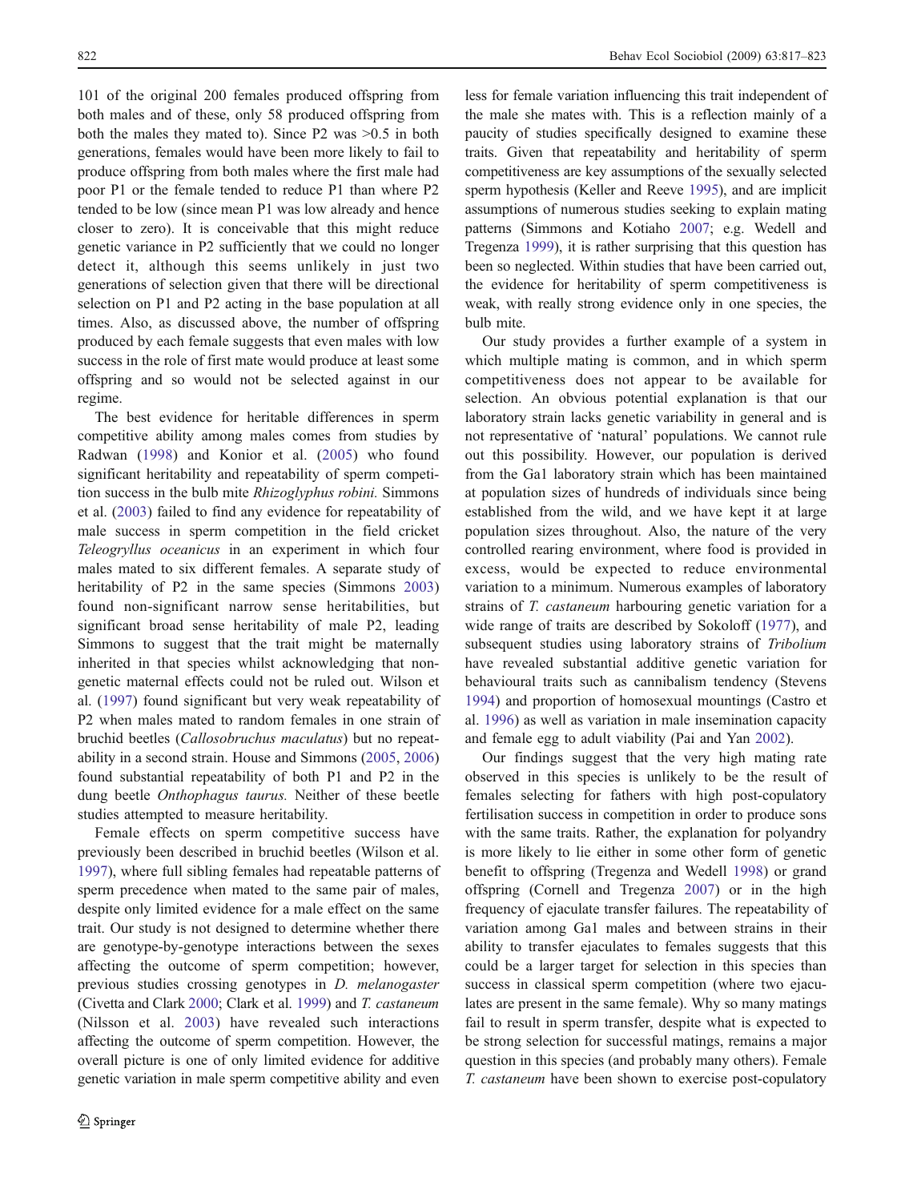101 of the original 200 females produced offspring from both males and of these, only 58 produced offspring from both the males they mated to). Since P2 was >0.5 in both generations, females would have been more likely to fail to produce offspring from both males where the first male had poor P1 or the female tended to reduce P1 than where P2 tended to be low (since mean P1 was low already and hence closer to zero). It is conceivable that this might reduce genetic variance in P2 sufficiently that we could no longer detect it, although this seems unlikely in just two generations of selection given that there will be directional selection on P1 and P2 acting in the base population at all times. Also, as discussed above, the number of offspring produced by each female suggests that even males with low success in the role of first mate would produce at least some offspring and so would not be selected against in our regime.

The best evidence for heritable differences in sperm competitive ability among males comes from studies by Radwan (1998) and Konior et al. (2005) who found significant heritability and repeatability of sperm competition success in the bulb mite *Rhizoglyphus robini.* Simmons et al. (2003) failed to find any evidence for repeatability of male success in sperm competition in the field cricket *Teleogryllus oceanicus* in an experiment in which four males mated to six different females. A separate study of heritability of P2 in the same species (Simmons 2003) found non-significant narrow sense heritabilities, but significant broad sense heritability of male P2, leading Simmons to suggest that the trait might be maternally inherited in that species whilst acknowledging that non-genetic maternal effects could not be ruled out. Wilson et al. (1997) found significant but very weak repeatability of P2 when males mated to random females in one strain of bruchid beetles (*Callosobruchus maculatus*) but no repeatability in a second strain. House and Simmons (2005, 2006) found substantial repeatability of both P1 and P2 in the dung beetle *Onthophagus taurus.* Neither of these beetle studies attempted to measure heritability.

Female effects on sperm competitive success have previously been described in bruchid beetles (Wilson et al. 1997), where full sibling females had repeatable patterns of sperm precedence when mated to the same pair of males, despite only limited evidence for a male effect on the same trait. Our study is not designed to determine whether there are genotype-by-genotype interactions between the sexes affecting the outcome of sperm competition; however, previous studies crossing genotypes in *D. melanogaster* (Civetta and Clark 2000; Clark et al. 1999) and *T. castaneum* (Nilsson et al. 2003) have revealed such interactions affecting the outcome of sperm competition. However, the overall picture is one of only limited evidence for additive genetic variation in male sperm competitive ability and even less for female variation influencing this trait independent of the male she mates with. This is a reflection mainly of a paucity of studies specifically designed to examine these traits. Given that repeatability and heritability of sperm competitiveness are key assumptions of the sexually selected sperm hypothesis (Keller and Reeve 1995), and are implicit assumptions of numerous studies seeking to explain mating patterns (Simmons and Kotiaho 2007; e.g. Wedell and Tregenza 1999), it is rather surprising that this question has been so neglected. Within studies that have been carried out, the evidence for heritability of sperm competitiveness is weak, with really strong evidence only in one species, the bulb mite.

Our study provides a further example of a system in which multiple mating is common, and in which sperm competitiveness does not appear to be available for selection. An obvious potential explanation is that our laboratory strain lacks genetic variability in general and is not representative of 'natural' populations. We cannot rule out this possibility. However, our population is derived from the Ga1 laboratory strain which has been maintained at population sizes of hundreds of individuals since being established from the wild, and we have kept it at large population sizes throughout. Also, the nature of the very controlled rearing environment, where food is provided in excess, would be expected to reduce environmental variation to a minimum. Numerous examples of laboratory strains of *T. castaneum* harbouring genetic variation for a wide range of traits are described by Sokoloff (1977), and subsequent studies using laboratory strains of *Tribolium* have revealed substantial additive genetic variation for behavioural traits such as cannibalism tendency (Stevens 1994) and proportion of homosexual mountings (Castro et al. 1996) as well as variation in male insemination capacity and female egg to adult viability (Pai and Yan 2002).

Our findings suggest that the very high mating rate observed in this species is unlikely to be the result of females selecting for fathers with high post-copulatory fertilisation success in competition in order to produce sons with the same traits. Rather, the explanation for polyandry is more likely to lie either in some other form of genetic benefit to offspring (Tregenza and Wedell 1998) or grand offspring (Cornell and Tregenza 2007) or in the high frequency of ejaculate transfer failures. The repeatability of variation among Ga1 males and between strains in their ability to transfer ejaculates to females suggests that this could be a larger target for selection in this species than success in classical sperm competition (where two ejaculates are present in the same female). Why so many matings fail to result in sperm transfer, despite what is expected to be strong selection for successful matings, remains a major question in this species (and probably many others). Female *T. castaneum* have been shown to exercise post-copulatory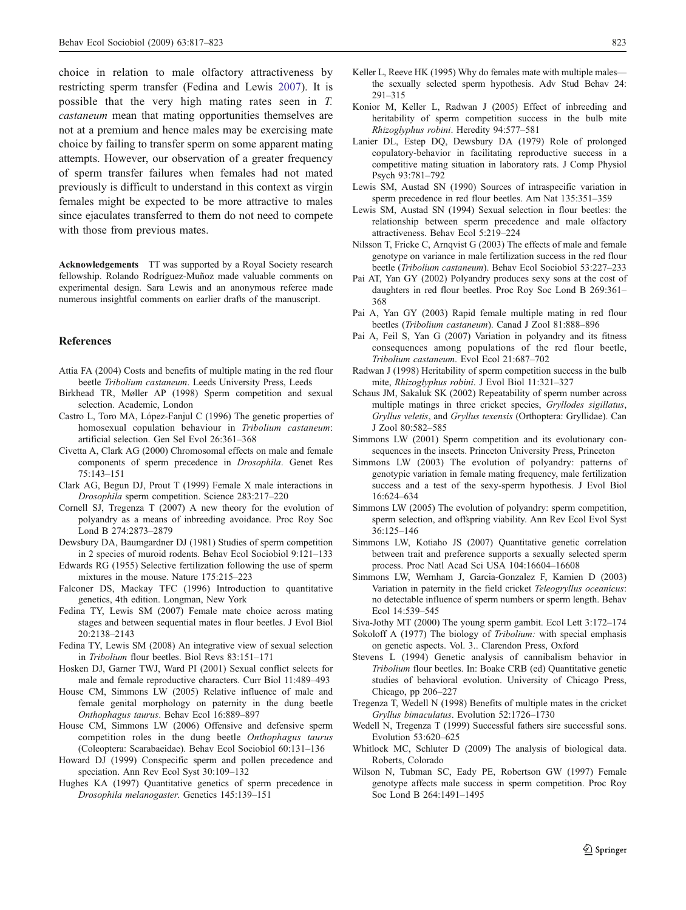choice in relation to male olfactory attractiveness by restricting sperm transfer (Fedina and Lewis 2007). It is possible that the very high mating rates seen in *T. castaneum* mean that mating opportunities themselves are not at a premium and hence males may be exercising mate choice by failing to transfer sperm on some apparent mating attempts. However, our observation of a greater frequency of sperm transfer failures when females had not mated previously is difficult to understand in this context as virgin females might be expected to be more attractive to males since ejaculates transferred to them do not need to compete with those from previous mates.

**Acknowledgements** TT was supported by a Royal Society research fellowship. Rolando Rodríguez-Muñoz made valuable comments on experimental design. Sara Lewis and an anonymous referee made numerous insightful comments on earlier drafts of the manuscript.

## References

Attia FA (2004) Costs and benefits of multiple mating in the red flour beetle *Tribolium castaneum*. Leeds University Press, Leeds

Birkhead TR, Møller AP (1998) Sperm competition and sexual selection. Academic, London

Castro L, Toro MA, López-Fanjul C (1996) The genetic properties of homosexual copulation behaviour in *Tribolium castaneum*: artificial selection. Gen Sel Evol 26:361–368

Civetta A, Clark AG (2000) Chromosomal effects on male and female components of sperm precedence in *Drosophila*. Genet Res 75:143–151

Clark AG, Begun DJ, Prout T (1999) Female X male interactions in *Drosophila* sperm competition. Science 283:217–220

Cornell SJ, Tregenza T (2007) A new theory for the evolution of polyandry as a means of inbreeding avoidance. Proc Roy Soc Lond B 274:2873–2879

Dewsbury DA, Baumgardner DJ (1981) Studies of sperm competition in 2 species of muroid rodents. Behav Ecol Sociobiol 9:121–133

Edwards RG (1955) Selective fertilization following the use of sperm mixtures in the mouse. Nature 175:215–223

Falconer DS, Mackay TFC (1996) Introduction to quantitative genetics, 4th edition. Longman, New York

Fedina TY, Lewis SM (2007) Female mate choice across mating stages and between sequential mates in flour beetles. J Evol Biol 20:2138–2143

Fedina TY, Lewis SM (2008) An integrative view of sexual selection in *Tribolium* flour beetles. Biol Revs 83:151–171

Hosken DJ, Garner TWJ, Ward PI (2001) Sexual conflict selects for male and female reproductive characters. Curr Biol 11:489–493

House CM, Simmons LW (2005) Relative influence of male and female genital morphology on paternity in the dung beetle *Onthophagus taurus*. Behav Ecol 16:889–897

House CM, Simmons LW (2006) Offensive and defensive sperm competition roles in the dung beetle *Onthophagus taurus* (Coleoptera: Scarabaeidae). Behav Ecol Sociobiol 60:131–136

Howard DJ (1999) Conspecific sperm and pollen precedence and speciation. Ann Rev Ecol Syst 30:109–132

Hughes KA (1997) Quantitative genetics of sperm precedence in *Drosophila melanogaster*. Genetics 145:139–151

Keller L, Reeve HK (1995) Why do females mate with multiple males—the sexually selected sperm hypothesis. Adv Stud Behav 24: 291–315

Konior M, Keller L, Radwan J (2005) Effect of inbreeding and heritability of sperm competition success in the bulb mite *Rhizoglyphus robini*. Heredity 94:577–581

Lanier DL, Estep DQ, Dewsbury DA (1979) Role of prolonged copulatory-behavior in facilitating reproductive success in a competitive mating situation in laboratory rats. J Comp Physiol Psych 93:781–792

Lewis SM, Austad SN (1990) Sources of intraspecific variation in sperm precedence in red flour beetles. Am Nat 135:351–359

Lewis SM, Austad SN (1994) Sexual selection in flour beetles: the relationship between sperm precedence and male olfactory attractiveness. Behav Ecol 5:219–224

Nilsson T, Fricke C, Arnqvist G (2003) The effects of male and female genotype on variance in male fertilization success in the red flour beetle (*Tribolium castaneum*). Behav Ecol Sociobiol 53:227–233

Pai AT, Yan GY (2002) Polyandry produces sexy sons at the cost of daughters in red flour beetles. Proc Roy Soc Lond B 269:361–368

Pai A, Yan GY (2003) Rapid female multiple mating in red flour beetles (*Tribolium castaneum*). Canad J Zool 81:888–896

Pai A, Feil S, Yan G (2007) Variation in polyandry and its fitness consequences among populations of the red flour beetle, *Tribolium castaneum*. Evol Ecol 21:687–702

Radwan J (1998) Heritability of sperm competition success in the bulb mite, *Rhizoglyphus robini*. J Evol Biol 11:321–327

Schaus JM, Sakaluk SK (2002) Repeatability of sperm number across multiple matings in three cricket species, *Gryllodes sigillatus*, *Gryllus veletis*, and *Gryllus texensis* (Orthoptera: Gryllidae). Can J Zool 80:582–585

Simmons LW (2001) Sperm competition and its evolutionary consequences in the insects. Princeton University Press, Princeton

Simmons LW (2003) The evolution of polyandry: patterns of genotypic variation in female mating frequency, male fertilization success and a test of the sexy-sperm hypothesis. J Evol Biol 16:624–634

Simmons LW (2005) The evolution of polyandry: sperm competition, sperm selection, and offspring viability. Ann Rev Ecol Evol Syst 36:125–146

Simmons LW, Kotiaho JS (2007) Quantitative genetic correlation between trait and preference supports a sexually selected sperm process. Proc Natl Acad Sci USA 104:16604–16608

Simmons LW, Wernham J, Garcia-Gonzalez F, Kamien D (2003) Variation in paternity in the field cricket *Teleogryllus oceanicus*: no detectable influence of sperm numbers or sperm length. Behav Ecol 14:539–545

Siva-Jothy MT (2000) The young sperm gambit. Ecol Lett 3:172–174

Sokoloff A (1977) The biology of *Tribolium:* with special emphasis on genetic aspects. Vol. 3.. Clarendon Press, Oxford

Stevens L (1994) Genetic analysis of cannibalism behavior in *Tribolium* flour beetles. In: Boake CRB (ed) Quantitative genetic studies of behavioral evolution. University of Chicago Press, Chicago, pp 206–227

Tregenza T, Wedell N (1998) Benefits of multiple mates in the cricket *Gryllus bimaculatus*. Evolution 52:1726–1730

Wedell N, Tregenza T (1999) Successful fathers sire successful sons. Evolution 53:620–625

Whitlock MC, Schluter D (2009) The analysis of biological data. Roberts, Colorado

Wilson N, Tubman SC, Eady PE, Robertson GW (1997) Female genotype affects male success in sperm competition. Proc Roy Soc Lond B 264:1491–1495